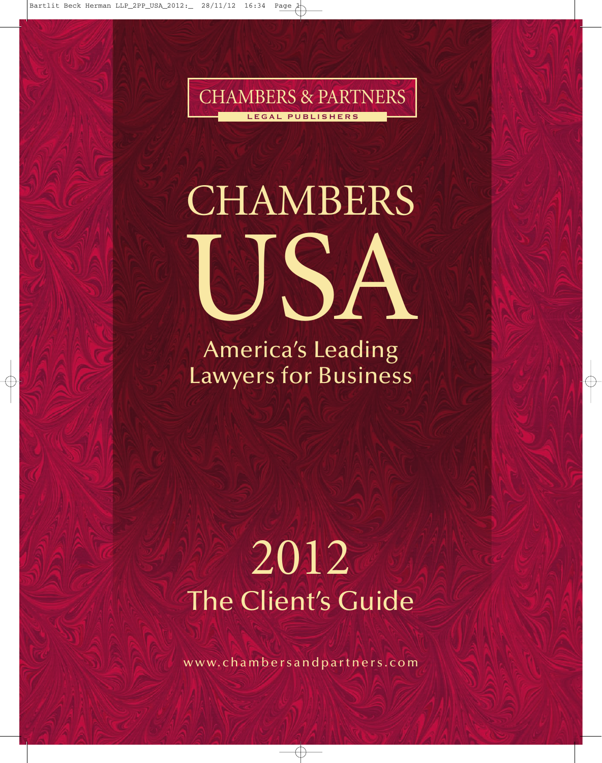CHAMBERS & PARTNERS

LEGAL PUBLISHERS

# CHAMBERS USA

## America's Leading Lawyers for Business

## 2012
## The Client's Guide

www.chambersandpartners.com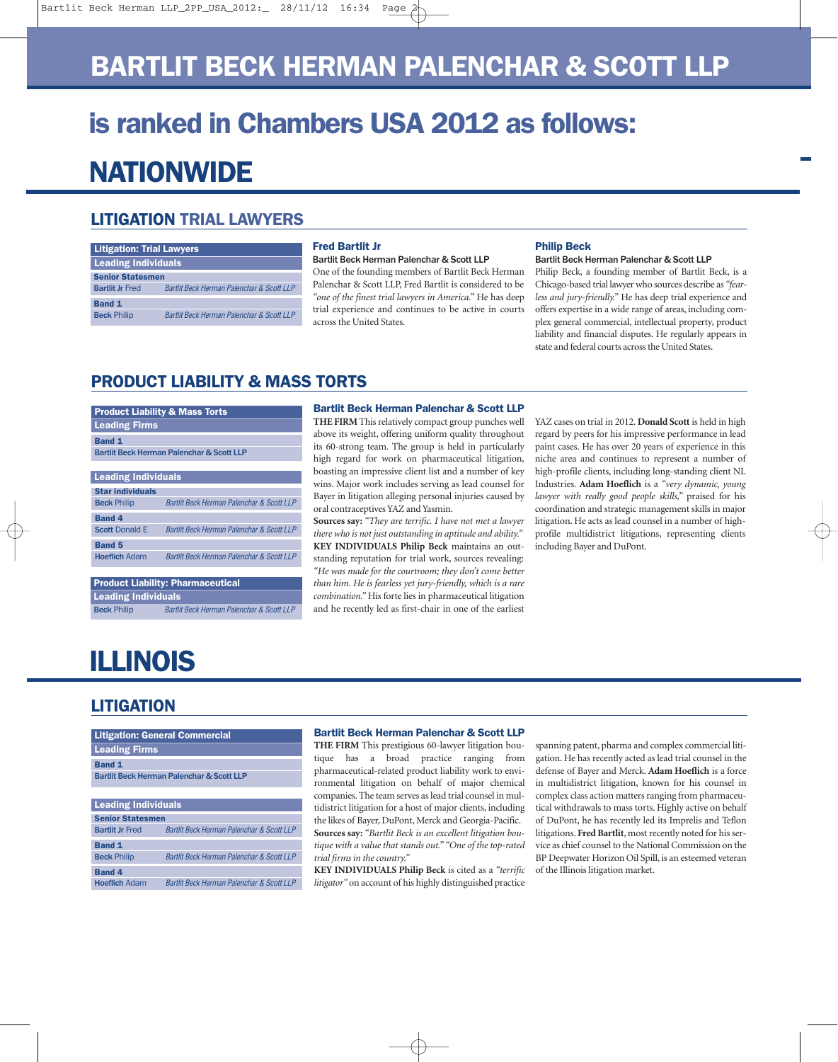# BARTLIT BECK HERMAN PALENCHAR & SCOTT LLP

## is ranked in Chambers USA 2012 as follows:

# NATIONWIDE

## LITIGATION TRIAL LAWYERS

| Litigation: Trial Lawyers | |
|---|---|
| **Leading Individuals** | |
| **Senior Statesmen** | |
| **Bartlit Jr** Fred | *Bartlit Beck Herman Palenchar & Scott LLP* |
| **Band 1** | |
| **Beck** Philip | *Bartlit Beck Herman Palenchar & Scott LLP* |

### Fred Bartlit Jr

**Bartlit Beck Herman Palenchar & Scott LLP**

One of the founding members of Bartlit Beck Herman Palenchar & Scott LLP, Fred Bartlit is considered to be *"one of the finest trial lawyers in America."* He has deep trial experience and continues to be active in courts across the United States.

### Philip Beck

**Bartlit Beck Herman Palenchar & Scott LLP**

Philip Beck, a founding member of Bartlit Beck, is a Chicago-based trial lawyer who sources describe as *"fearless and jury-friendly."* He has deep trial experience and offers expertise in a wide range of areas, including complex general commercial, intellectual property, product liability and financial disputes. He regularly appears in state and federal courts across the United States.

## PRODUCT LIABILITY & MASS TORTS

| Product Liability & Mass Torts | |
|---|---|
| **Leading Firms** | |
| **Band 1** | |
| **Bartlit Beck Herman Palenchar & Scott LLP** | |

| Leading Individuals | |
|---|---|
| **Star individuals** | |
| **Beck** Philip | *Bartlit Beck Herman Palenchar & Scott LLP* |
| **Band 4** | |
| **Scott** Donald E | *Bartlit Beck Herman Palenchar & Scott LLP* |
| **Band 5** | |
| **Hoeflich** Adam | *Bartlit Beck Herman Palenchar & Scott LLP* |

| Product Liability: Pharmaceutical | |
|---|---|
| **Leading Individuals** | |
| **Beck** Philip | *Bartlit Beck Herman Palenchar & Scott LLP* |

### Bartlit Beck Herman Palenchar & Scott LLP

**THE FIRM** This relatively compact group punches well above its weight, offering uniform quality throughout its 60-strong team. The group is held in particularly high regard for work on pharmaceutical litigation, boasting an impressive client list and a number of key wins. Major work includes serving as lead counsel for Bayer in litigation alleging personal injuries caused by oral contraceptives YAZ and Yasmin.

**Sources say:** *"They are terrific. I have not met a lawyer there who is not just outstanding in aptitude and ability."*

**KEY INDIVIDUALS Philip Beck** maintains an outstanding reputation for trial work, sources revealing: *"He was made for the courtroom; they don't come better than him. He is fearless yet jury-friendly, which is a rare combination."* His forte lies in pharmaceutical litigation and he recently led as first-chair in one of the earliest YAZ cases on trial in 2012. **Donald Scott** is held in high regard by peers for his impressive performance in lead paint cases. He has over 20 years of experience in this niche area and continues to represent a number of high-profile clients, including long-standing client NL Industries. **Adam Hoeflich** is a *"very dynamic, young lawyer with really good people skills,"* praised for his coordination and strategic management skills in major litigation. He acts as lead counsel in a number of high-profile multidistrict litigations, representing clients including Bayer and DuPont.

# ILLINOIS

## LITIGATION

| Litigation: General Commercial | |
|---|---|
| **Leading Firms** | |
| **Band 1** | |
| **Bartlit Beck Herman Palenchar & Scott LLP** | |

| Leading Individuals | |
|---|---|
| **Senior Statesmen** | |
| **Bartlit Jr** Fred | *Bartlit Beck Herman Palenchar & Scott LLP* |
| **Band 1** | |
| **Beck** Philip | *Bartlit Beck Herman Palenchar & Scott LLP* |
| **Band 4** | |
| **Hoeflich** Adam | *Bartlit Beck Herman Palenchar & Scott LLP* |

### Bartlit Beck Herman Palenchar & Scott LLP

**THE FIRM** This prestigious 60-lawyer litigation boutique has a broad practice ranging from pharmaceutical-related product liability work to environmental litigation on behalf of major chemical companies. The team serves as lead trial counsel in multidistrict litigation for a host of major clients, including the likes of Bayer, DuPont, Merck and Georgia-Pacific.

**Sources say:** *"Bartlit Beck is an excellent litigation boutique with a value that stands out." "One of the top-rated trial firms in the country."*

**KEY INDIVIDUALS Philip Beck** is cited as a *"terrific litigator"* on account of his highly distinguished practice spanning patent, pharma and complex commercial litigation. He has recently acted as lead trial counsel in the defense of Bayer and Merck. **Adam Hoeflich** is a force in multidistrict litigation, known for his counsel in complex class action matters ranging from pharmaceutical withdrawals to mass torts. Highly active on behalf of DuPont, he has recently led its Imprelis and Teflon litigations. **Fred Bartlit**, most recently noted for his service as chief counsel to the National Commission on the BP Deepwater Horizon Oil Spill, is an esteemed veteran of the Illinois litigation market.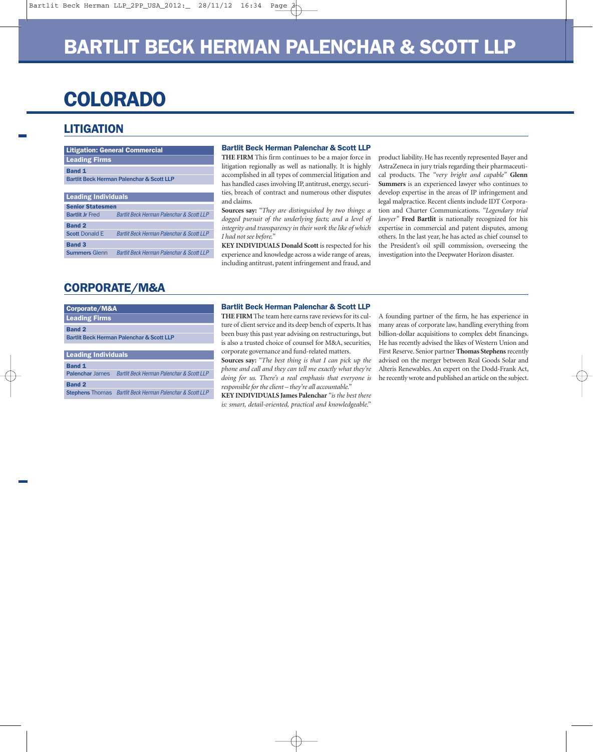# BARTLIT BECK HERMAN PALENCHAR & SCOTT LLP

# COLORADO

## LITIGATION

| Litigation: General Commercial | |
|---|---|
| **Leading Firms** | |
| **Band 1** | |
| Bartlit Beck Herman Palenchar & Scott LLP | |
| **Leading Individuals** | |
| **Senior Statesmen** | |
| **Bartlit Jr** Fred | *Bartlit Beck Herman Palenchar & Scott LLP* |
| **Band 2** | |
| **Scott** Donald E | *Bartlit Beck Herman Palenchar & Scott LLP* |
| **Band 3** | |
| **Summers** Glenn | *Bartlit Beck Herman Palenchar & Scott LLP* |

### Bartlit Beck Herman Palenchar & Scott LLP

**THE FIRM** This firm continues to be a major force in litigation regionally as well as nationally. It is highly accomplished in all types of commercial litigation and has handled cases involving IP, antitrust, energy, securities, breach of contract and numerous other disputes and claims.

**Sources say:** *"They are distinguished by two things: a dogged pursuit of the underlying facts; and a level of integrity and transparency in their work the like of which I had not see before."*

**KEY INDIVIDUALS Donald Scott** is respected for his experience and knowledge across a wide range of areas, including antitrust, patent infringement and fraud, and product liability. He has recently represented Bayer and AstraZeneca in jury trials regarding their pharmaceutical products. The *"very bright and capable"* **Glenn Summers** is an experienced lawyer who continues to develop expertise in the areas of IP infringement and legal malpractice. Recent clients include IDT Corporation and Charter Communications. *"Legendary trial lawyer"* **Fred Bartlit** is nationally recognized for his expertise in commercial and patent disputes, among others. In the last year, he has acted as chief counsel to the President's oil spill commission, overseeing the investigation into the Deepwater Horizon disaster.

## CORPORATE/M&A

| Corporate/M&A | |
|---|---|
| **Leading Firms** | |
| **Band 2** | |
| Bartlit Beck Herman Palenchar & Scott LLP | |
| **Leading Individuals** | |
| **Band 1** | |
| **Palenchar** James | *Bartlit Beck Herman Palenchar & Scott LLP* |
| **Band 2** | |
| **Stephens** Thomas | *Bartlit Beck Herman Palenchar & Scott LLP* |

### Bartlit Beck Herman Palenchar & Scott LLP

**THE FIRM** The team here earns rave reviews for its culture of client service and its deep bench of experts. It has been busy this past year advising on restructurings, but is also a trusted choice of counsel for M&A, securities, corporate governance and fund-related matters.

**Sources say:** *"The best thing is that I can pick up the phone and call and they can tell me exactly what they're doing for us. There's a real emphasis that everyone is responsible for the client – they're all accountable."*

**KEY INDIVIDUALS James Palenchar** *"is the best there is: smart, detail-oriented, practical and knowledgeable."* A founding partner of the firm, he has experience in many areas of corporate law, handling everything from billion-dollar acquisitions to complex debt financings. He has recently advised the likes of Western Union and First Reserve. Senior partner **Thomas Stephens** recently advised on the merger between Real Goods Solar and Alteris Renewables. An expert on the Dodd-Frank Act, he recently wrote and published an article on the subject.